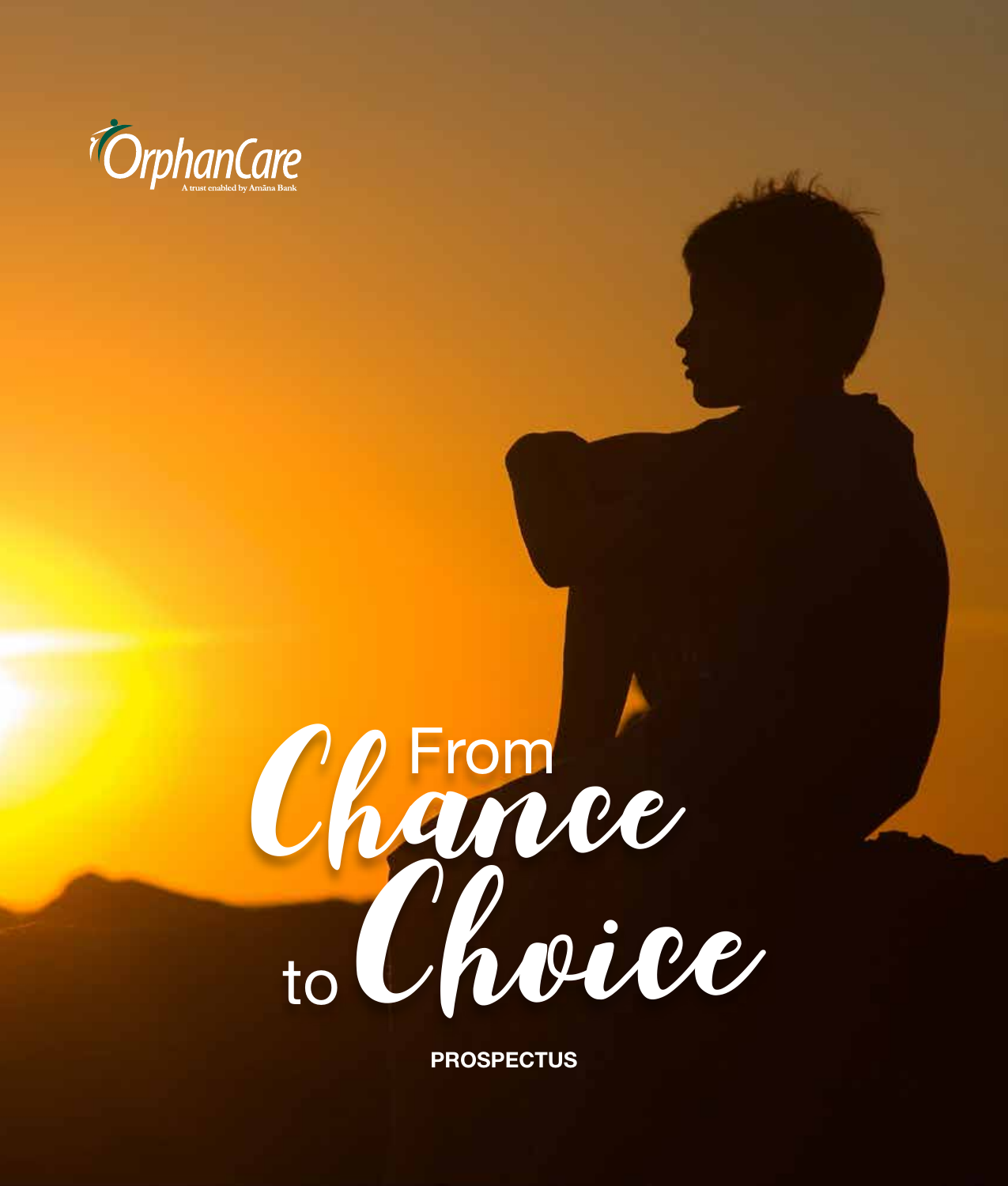OrphanCare

A trust enabled by Amāna Bank

# From Chance to Choice

**PROSPECTUS**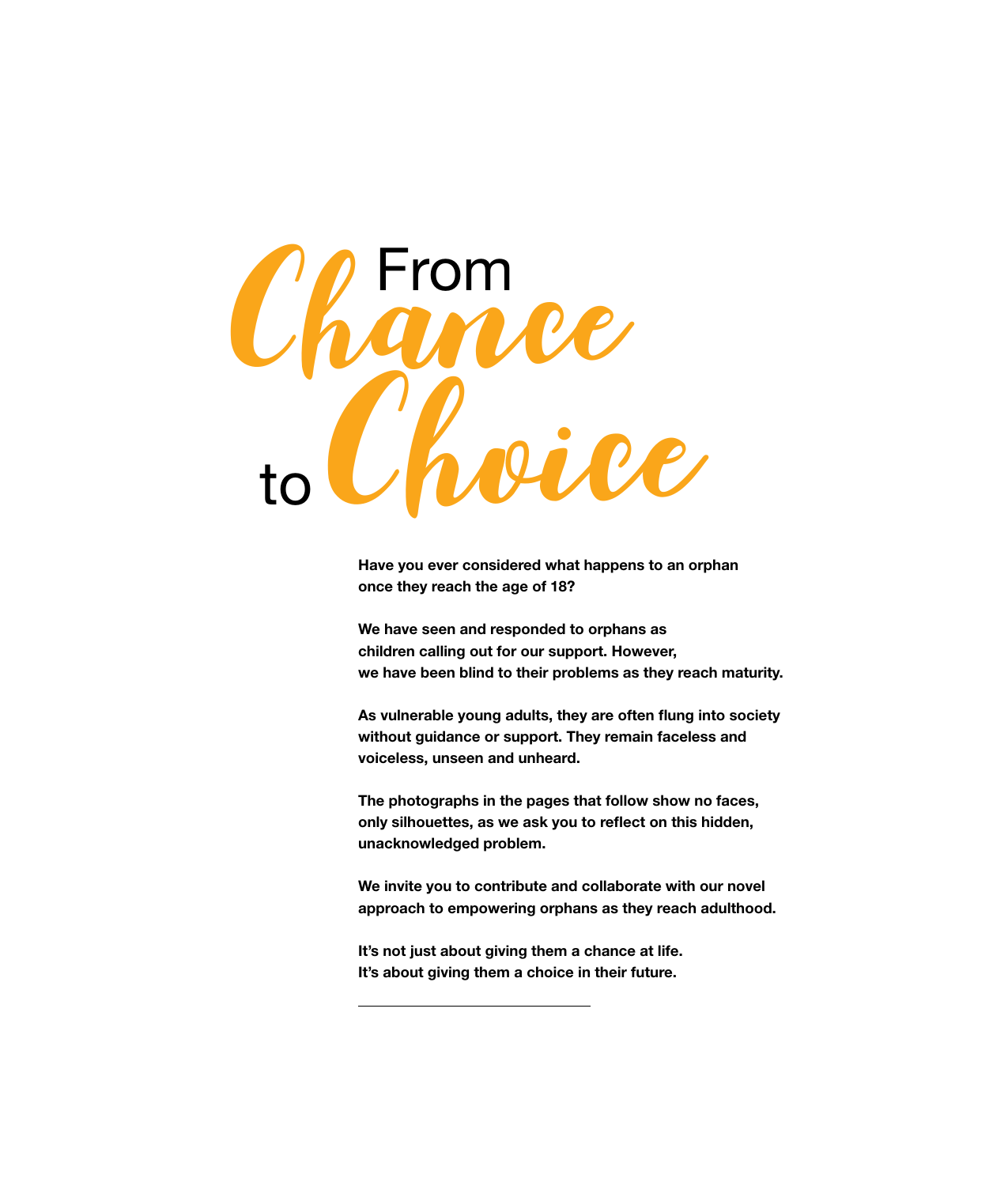# From Chance to Choice

**Have you ever considered what happens to an orphan once they reach the age of 18?**

**We have seen and responded to orphans as children calling out for our support. However, we have been blind to their problems as they reach maturity.**

**As vulnerable young adults, they are often flung into society without guidance or support. They remain faceless and voiceless, unseen and unheard.**

**The photographs in the pages that follow show no faces, only silhouettes, as we ask you to reflect on this hidden, unacknowledged problem.**

**We invite you to contribute and collaborate with our novel approach to empowering orphans as they reach adulthood.**

**It's not just about giving them a chance at life.**
**It's about giving them a choice in their future.**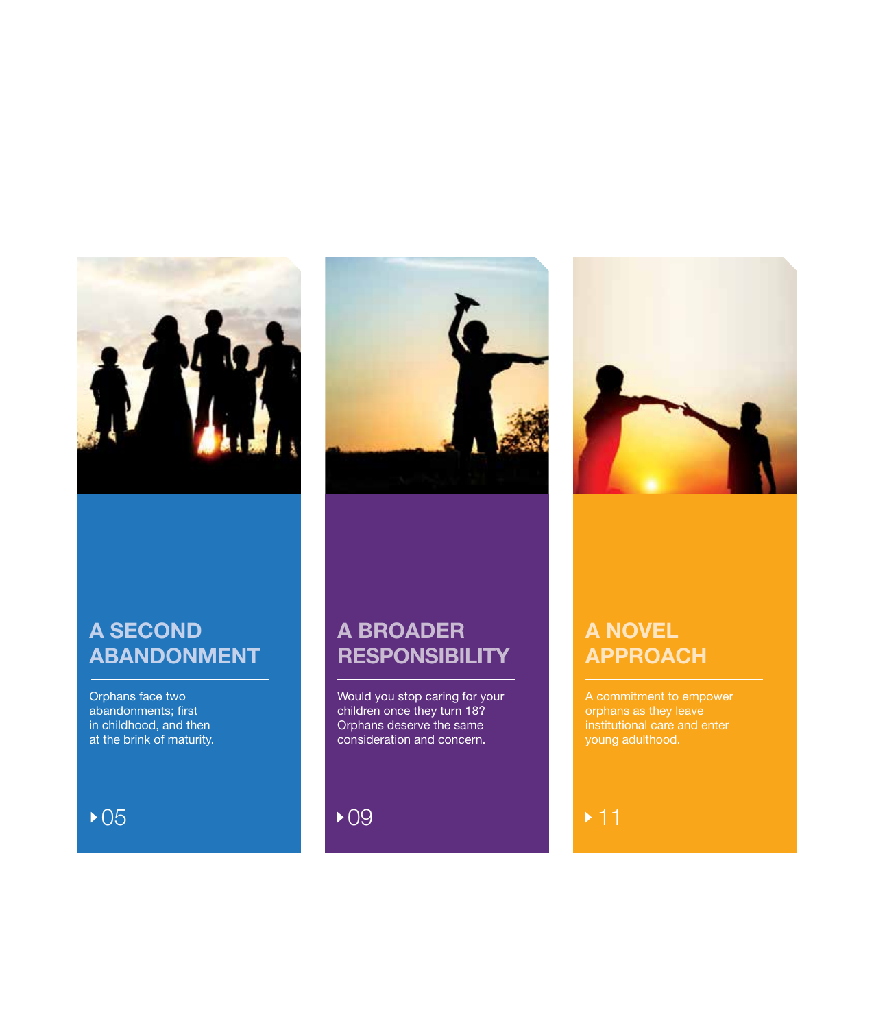## A SECOND ABANDONMENT

Orphans face two abandonments; first in childhood, and then at the brink of maturity.

▸ 05

## A BROADER RESPONSIBILITY

Would you stop caring for your children once they turn 18? Orphans deserve the same consideration and concern.

▸ 09

## A NOVEL APPROACH

A commitment to empower orphans as they leave institutional care and enter young adulthood.

▸ 11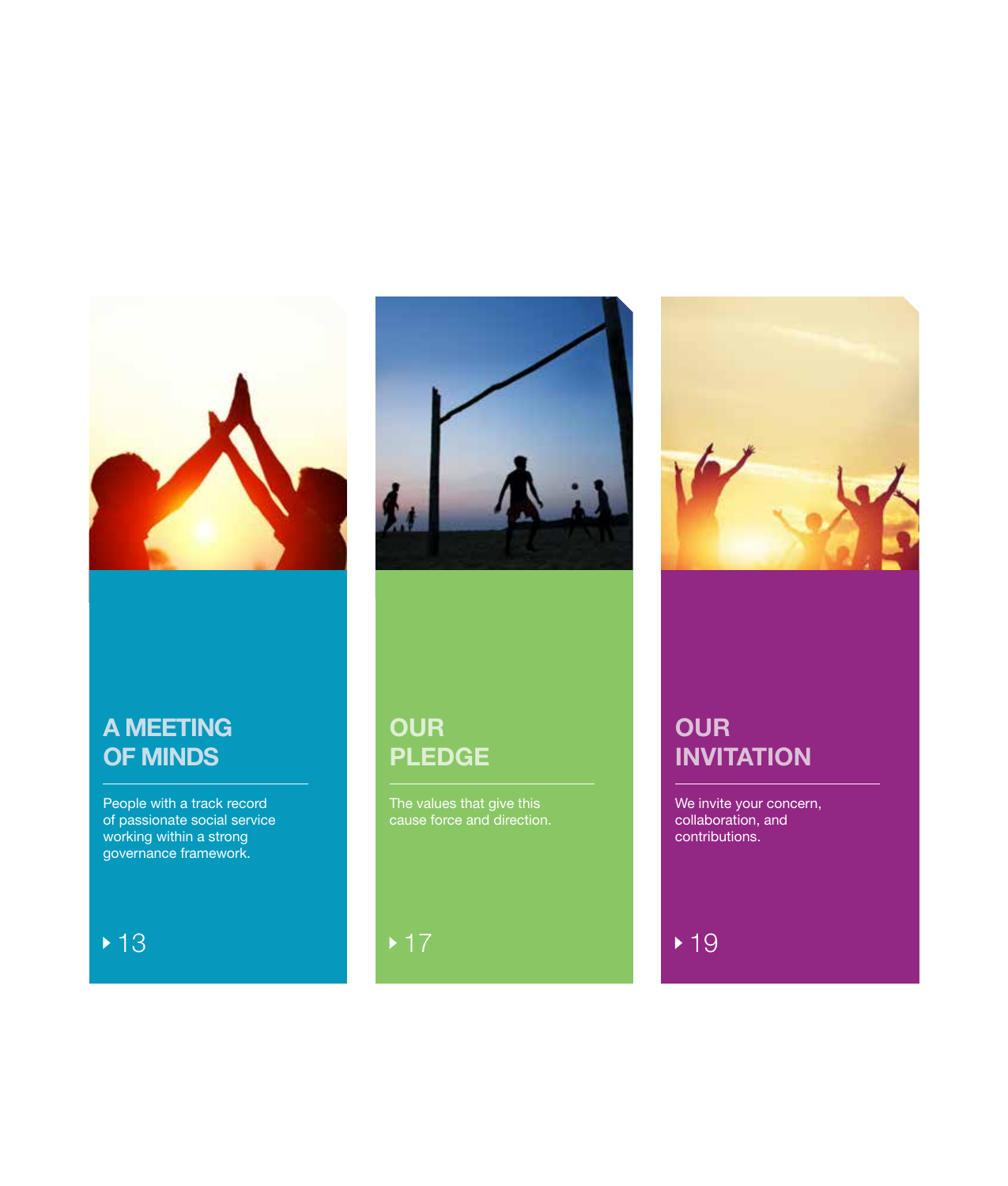## A MEETING OF MINDS

People with a track record of passionate social service working within a strong governance framework.

▸ 13

## OUR PLEDGE

The values that give this cause force and direction.

▸ 17

## OUR INVITATION

We invite your concern, collaboration, and contributions.

▸ 19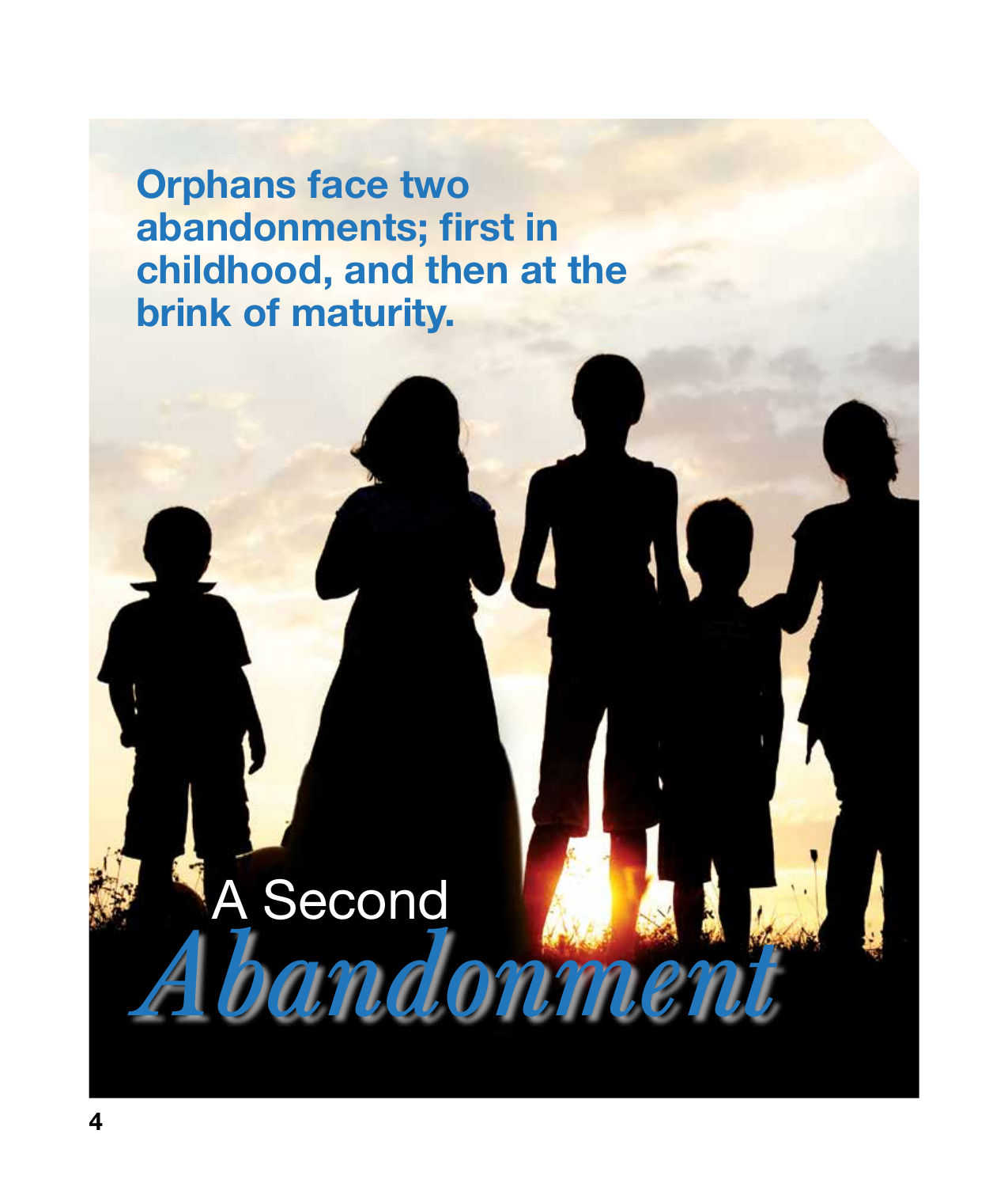**Orphans face two abandonments; first in childhood, and then at the brink of maturity.**

# A Second *Abandonment*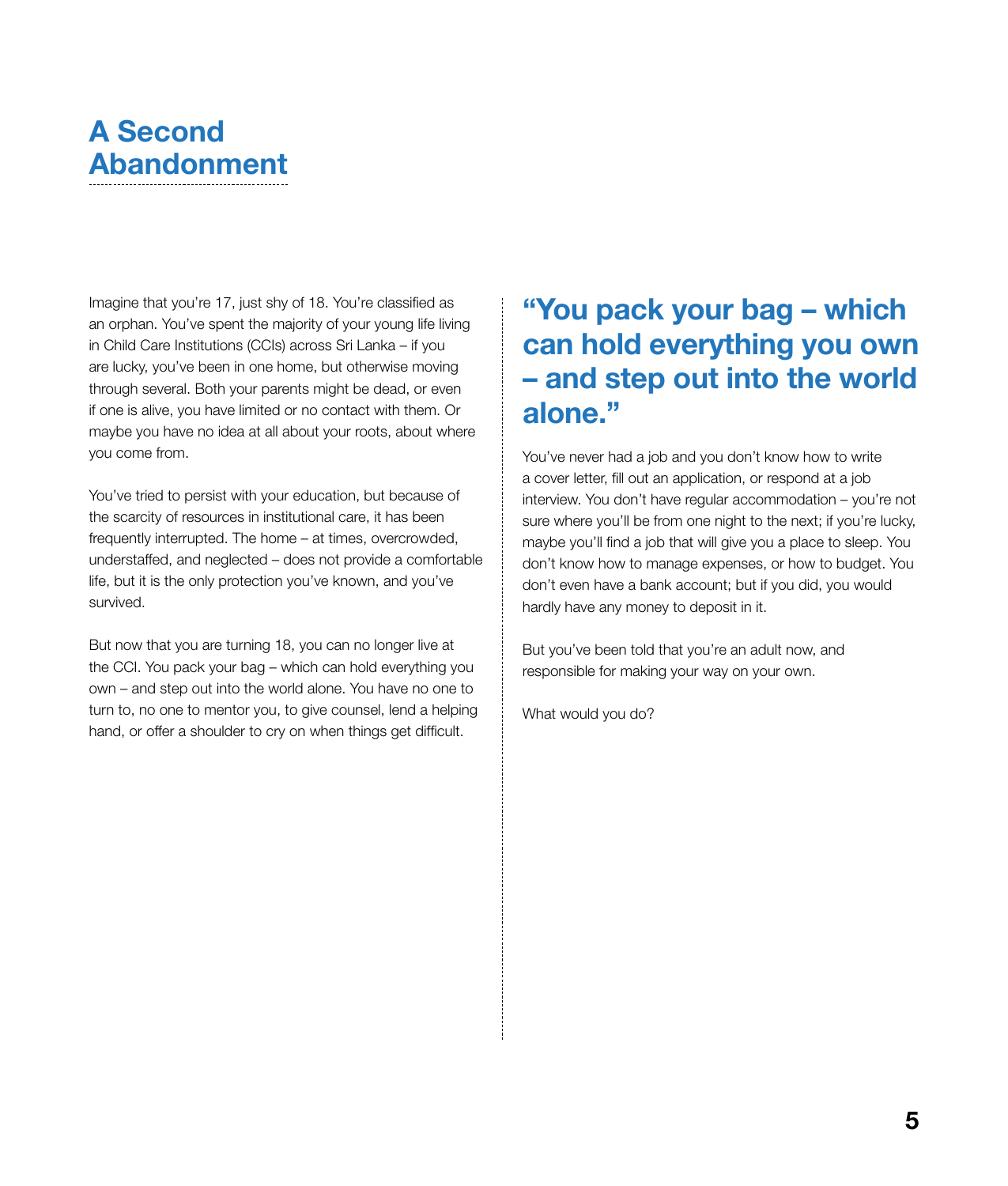# A Second Abandonment

Imagine that you're 17, just shy of 18. You're classified as an orphan. You've spent the majority of your young life living in Child Care Institutions (CCIs) across Sri Lanka – if you are lucky, you've been in one home, but otherwise moving through several. Both your parents might be dead, or even if one is alive, you have limited or no contact with them. Or maybe you have no idea at all about your roots, about where you come from.

You've tried to persist with your education, but because of the scarcity of resources in institutional care, it has been frequently interrupted. The home – at times, overcrowded, understaffed, and neglected – does not provide a comfortable life, but it is the only protection you've known, and you've survived.

But now that you are turning 18, you can no longer live at the CCI. You pack your bag – which can hold everything you own – and step out into the world alone. You have no one to turn to, no one to mentor you, to give counsel, lend a helping hand, or offer a shoulder to cry on when things get difficult.

**"You pack your bag – which can hold everything you own – and step out into the world alone."**

You've never had a job and you don't know how to write a cover letter, fill out an application, or respond at a job interview. You don't have regular accommodation – you're not sure where you'll be from one night to the next; if you're lucky, maybe you'll find a job that will give you a place to sleep. You don't know how to manage expenses, or how to budget. You don't even have a bank account; but if you did, you would hardly have any money to deposit in it.

But you've been told that you're an adult now, and responsible for making your way on your own.

What would you do?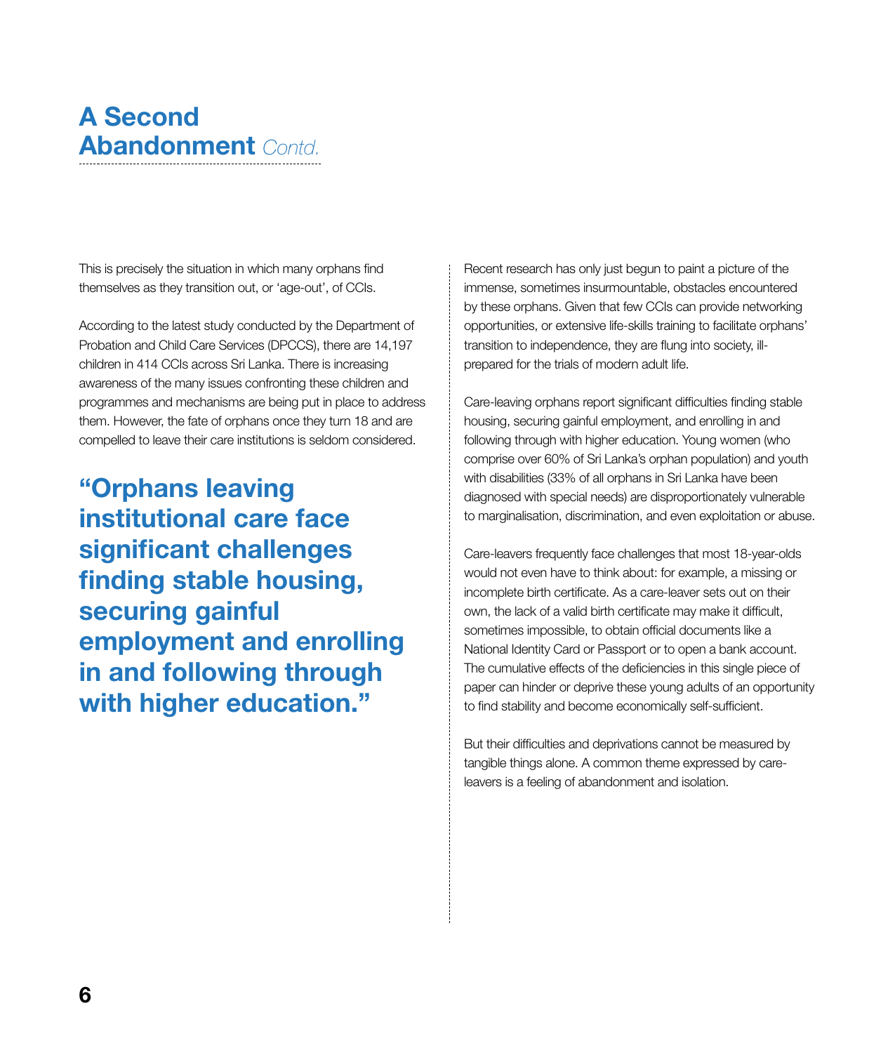# A Second Abandonment *Contd.*

This is precisely the situation in which many orphans find themselves as they transition out, or 'age-out', of CCIs.

According to the latest study conducted by the Department of Probation and Child Care Services (DPCCS), there are 14,197 children in 414 CCIs across Sri Lanka. There is increasing awareness of the many issues confronting these children and programmes and mechanisms are being put in place to address them. However, the fate of orphans once they turn 18 and are compelled to leave their care institutions is seldom considered.

**"Orphans leaving institutional care face significant challenges finding stable housing, securing gainful employment and enrolling in and following through with higher education."**

Recent research has only just begun to paint a picture of the immense, sometimes insurmountable, obstacles encountered by these orphans. Given that few CCIs can provide networking opportunities, or extensive life-skills training to facilitate orphans' transition to independence, they are flung into society, ill-prepared for the trials of modern adult life.

Care-leaving orphans report significant difficulties finding stable housing, securing gainful employment, and enrolling in and following through with higher education. Young women (who comprise over 60% of Sri Lanka's orphan population) and youth with disabilities (33% of all orphans in Sri Lanka have been diagnosed with special needs) are disproportionately vulnerable to marginalisation, discrimination, and even exploitation or abuse.

Care-leavers frequently face challenges that most 18-year-olds would not even have to think about: for example, a missing or incomplete birth certificate. As a care-leaver sets out on their own, the lack of a valid birth certificate may make it difficult, sometimes impossible, to obtain official documents like a National Identity Card or Passport or to open a bank account. The cumulative effects of the deficiencies in this single piece of paper can hinder or deprive these young adults of an opportunity to find stability and become economically self-sufficient.

But their difficulties and deprivations cannot be measured by tangible things alone. A common theme expressed by care-leavers is a feeling of abandonment and isolation.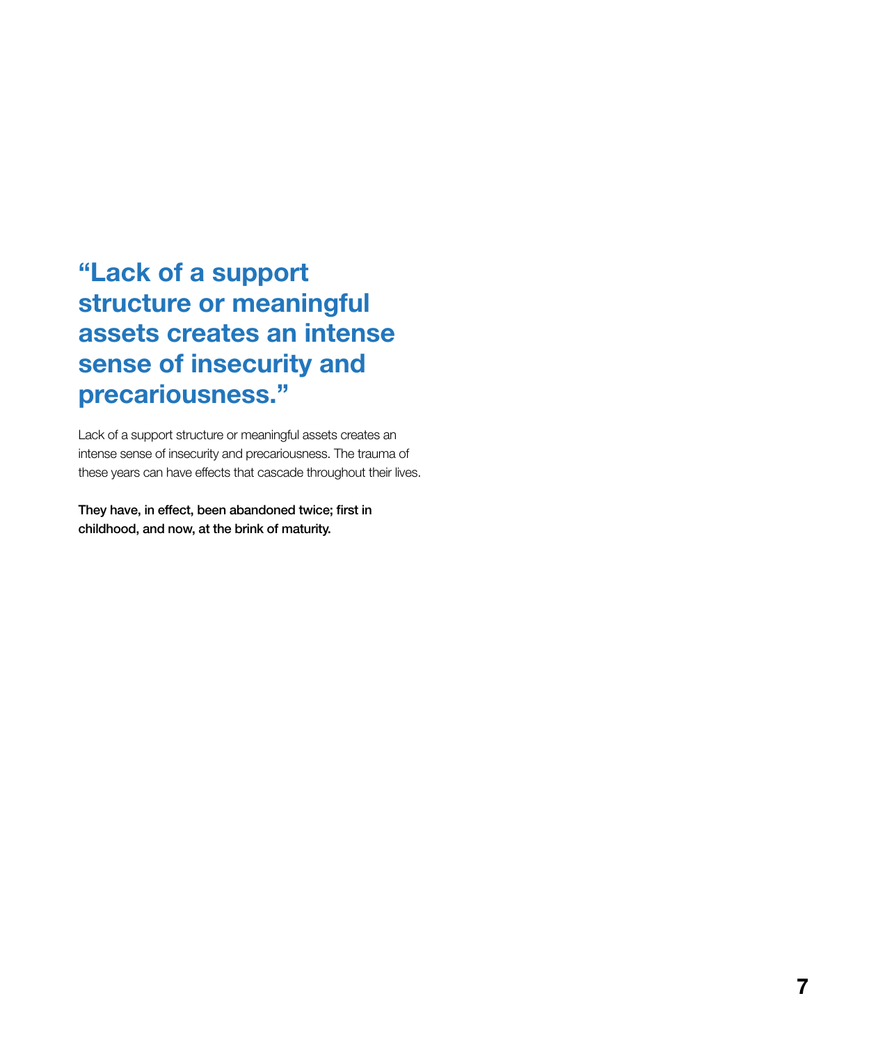> **“Lack of a support structure or meaningful assets creates an intense sense of insecurity and precariousness.”**

Lack of a support structure or meaningful assets creates an intense sense of insecurity and precariousness. The trauma of these years can have effects that cascade throughout their lives.

**They have, in effect, been abandoned twice; first in childhood, and now, at the brink of maturity.**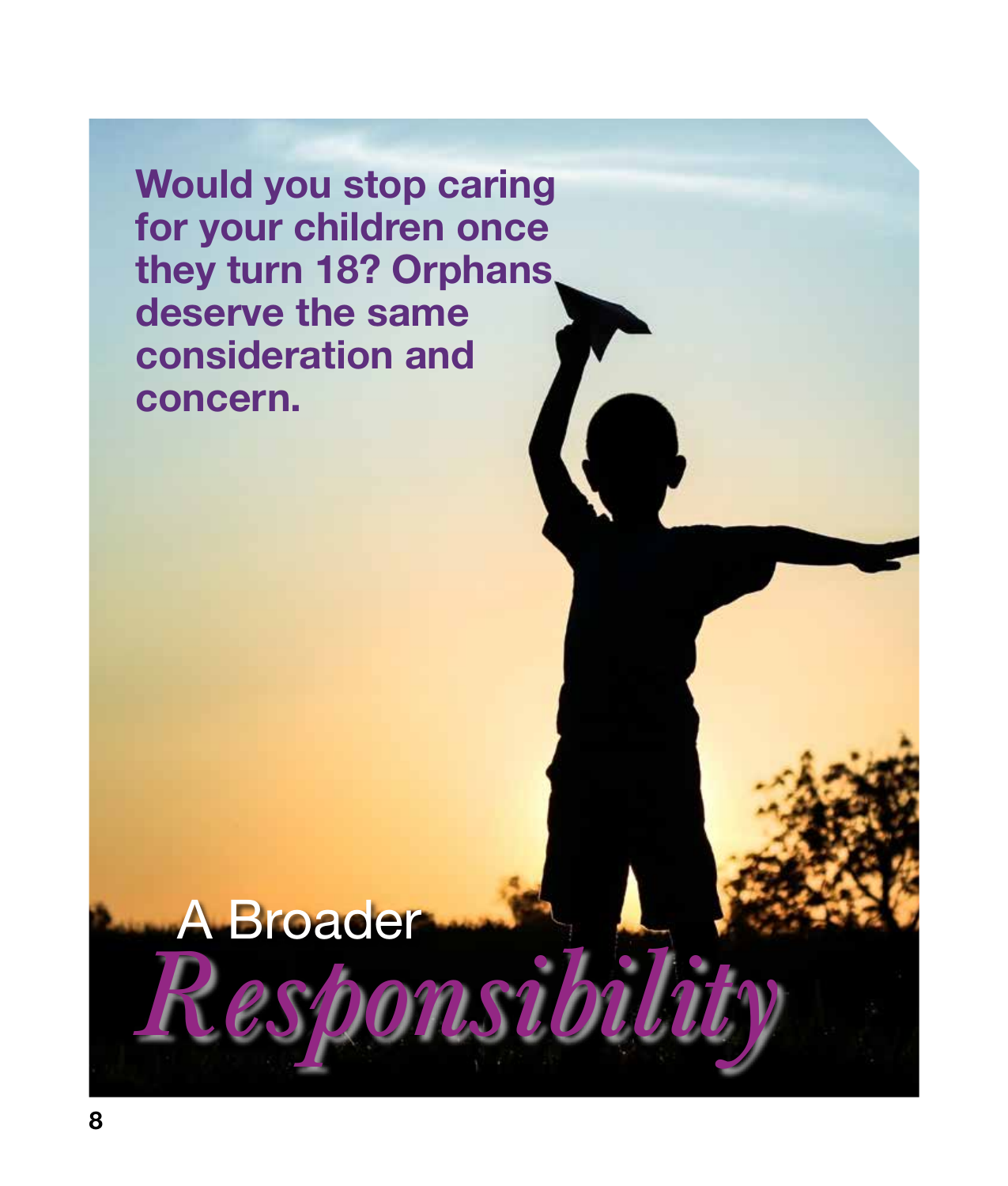**Would you stop caring for your children once they turn 18? Orphans deserve the same consideration and concern.**

# A Broader *Responsibility*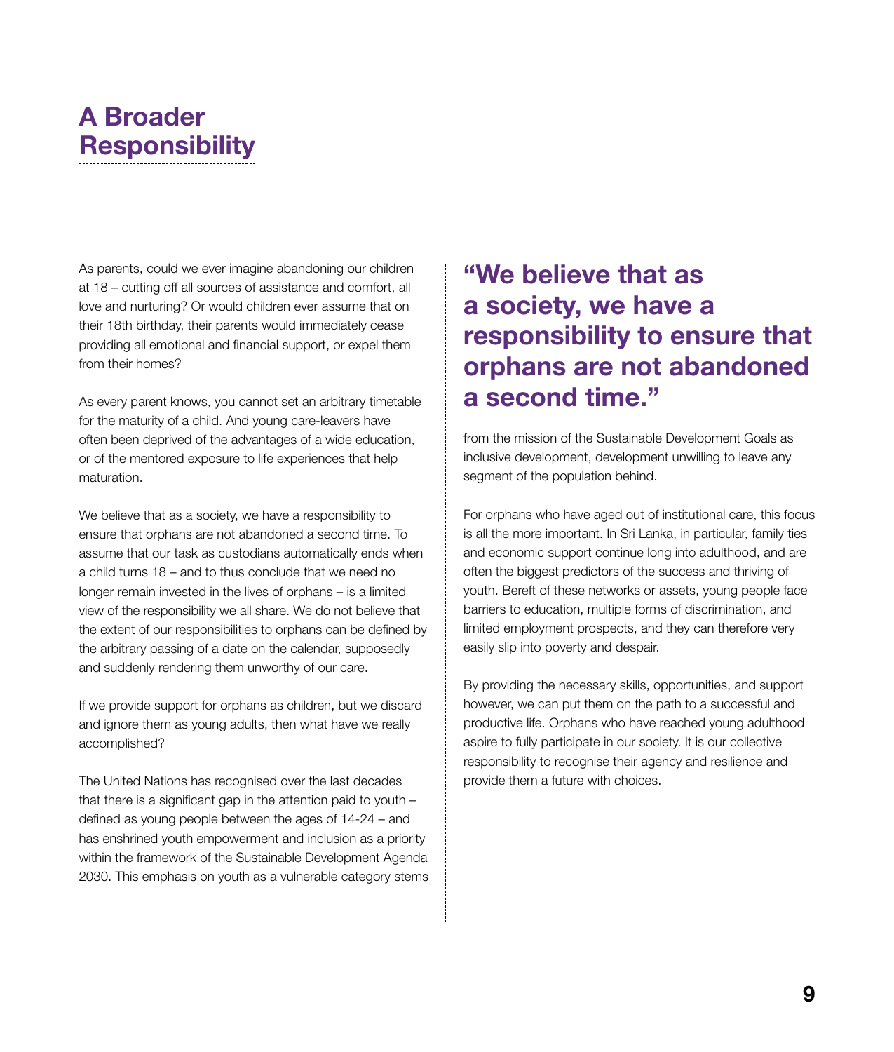# A Broader Responsibility

As parents, could we ever imagine abandoning our children at 18 – cutting off all sources of assistance and comfort, all love and nurturing? Or would children ever assume that on their 18th birthday, their parents would immediately cease providing all emotional and financial support, or expel them from their homes?

As every parent knows, you cannot set an arbitrary timetable for the maturity of a child. And young care-leavers have often been deprived of the advantages of a wide education, or of the mentored exposure to life experiences that help maturation.

We believe that as a society, we have a responsibility to ensure that orphans are not abandoned a second time. To assume that our task as custodians automatically ends when a child turns 18 – and to thus conclude that we need no longer remain invested in the lives of orphans – is a limited view of the responsibility we all share. We do not believe that the extent of our responsibilities to orphans can be defined by the arbitrary passing of a date on the calendar, supposedly and suddenly rendering them unworthy of our care.

If we provide support for orphans as children, but we discard and ignore them as young adults, then what have we really accomplished?

The United Nations has recognised over the last decades that there is a significant gap in the attention paid to youth – defined as young people between the ages of 14-24 – and has enshrined youth empowerment and inclusion as a priority within the framework of the Sustainable Development Agenda 2030. This emphasis on youth as a vulnerable category stems from the mission of the Sustainable Development Goals as inclusive development, development unwilling to leave any segment of the population behind.

**"We believe that as a society, we have a responsibility to ensure that orphans are not abandoned a second time."**

For orphans who have aged out of institutional care, this focus is all the more important. In Sri Lanka, in particular, family ties and economic support continue long into adulthood, and are often the biggest predictors of the success and thriving of youth. Bereft of these networks or assets, young people face barriers to education, multiple forms of discrimination, and limited employment prospects, and they can therefore very easily slip into poverty and despair.

By providing the necessary skills, opportunities, and support however, we can put them on the path to a successful and productive life. Orphans who have reached young adulthood aspire to fully participate in our society. It is our collective responsibility to recognise their agency and resilience and provide them a future with choices.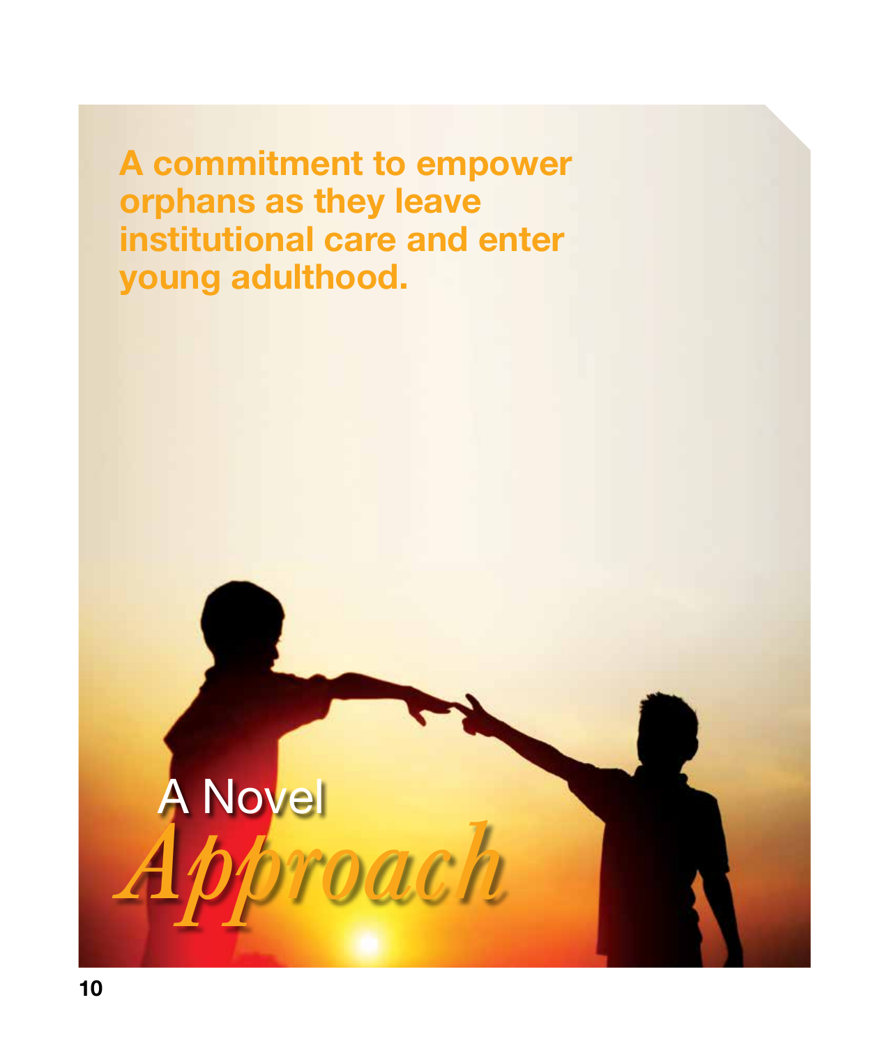**A commitment to empower orphans as they leave institutional care and enter young adulthood.**

# A Novel *Approach*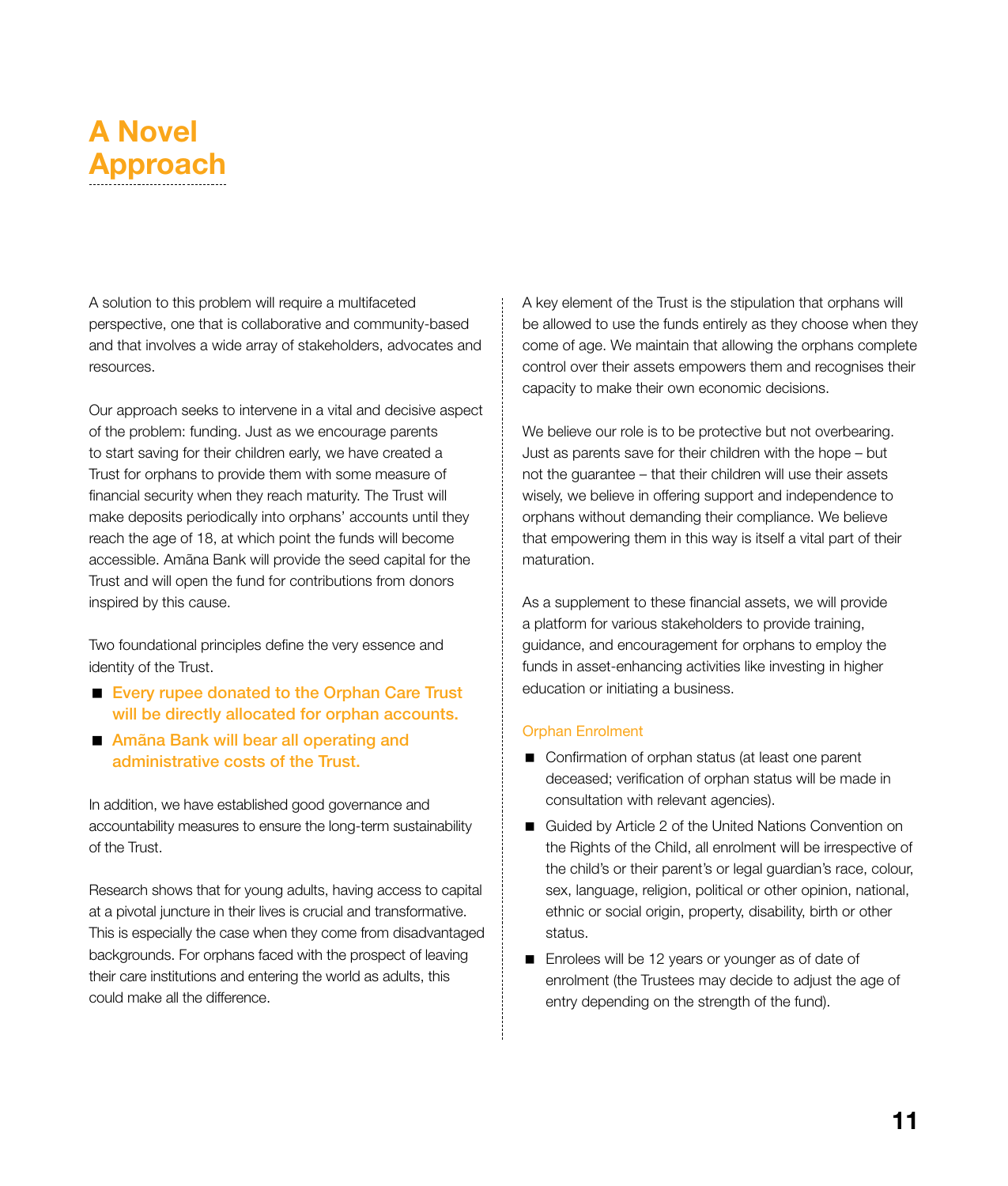# A Novel Approach

A solution to this problem will require a multifaceted perspective, one that is collaborative and community-based and that involves a wide array of stakeholders, advocates and resources.

Our approach seeks to intervene in a vital and decisive aspect of the problem: funding. Just as we encourage parents to start saving for their children early, we have created a Trust for orphans to provide them with some measure of financial security when they reach maturity. The Trust will make deposits periodically into orphans' accounts until they reach the age of 18, at which point the funds will become accessible. Amāna Bank will provide the seed capital for the Trust and will open the fund for contributions from donors inspired by this cause.

Two foundational principles define the very essence and identity of the Trust.

- **Every rupee donated to the Orphan Care Trust will be directly allocated for orphan accounts.**
- **Amāna Bank will bear all operating and administrative costs of the Trust.**

In addition, we have established good governance and accountability measures to ensure the long-term sustainability of the Trust.

Research shows that for young adults, having access to capital at a pivotal juncture in their lives is crucial and transformative. This is especially the case when they come from disadvantaged backgrounds. For orphans faced with the prospect of leaving their care institutions and entering the world as adults, this could make all the difference.

A key element of the Trust is the stipulation that orphans will be allowed to use the funds entirely as they choose when they come of age. We maintain that allowing the orphans complete control over their assets empowers them and recognises their capacity to make their own economic decisions.

We believe our role is to be protective but not overbearing. Just as parents save for their children with the hope – but not the guarantee – that their children will use their assets wisely, we believe in offering support and independence to orphans without demanding their compliance. We believe that empowering them in this way is itself a vital part of their maturation.

As a supplement to these financial assets, we will provide a platform for various stakeholders to provide training, guidance, and encouragement for orphans to employ the funds in asset-enhancing activities like investing in higher education or initiating a business.

### Orphan Enrolment

- Confirmation of orphan status (at least one parent deceased; verification of orphan status will be made in consultation with relevant agencies).
- Guided by Article 2 of the United Nations Convention on the Rights of the Child, all enrolment will be irrespective of the child's or their parent's or legal guardian's race, colour, sex, language, religion, political or other opinion, national, ethnic or social origin, property, disability, birth or other status.
- Enrolees will be 12 years or younger as of date of enrolment (the Trustees may decide to adjust the age of entry depending on the strength of the fund).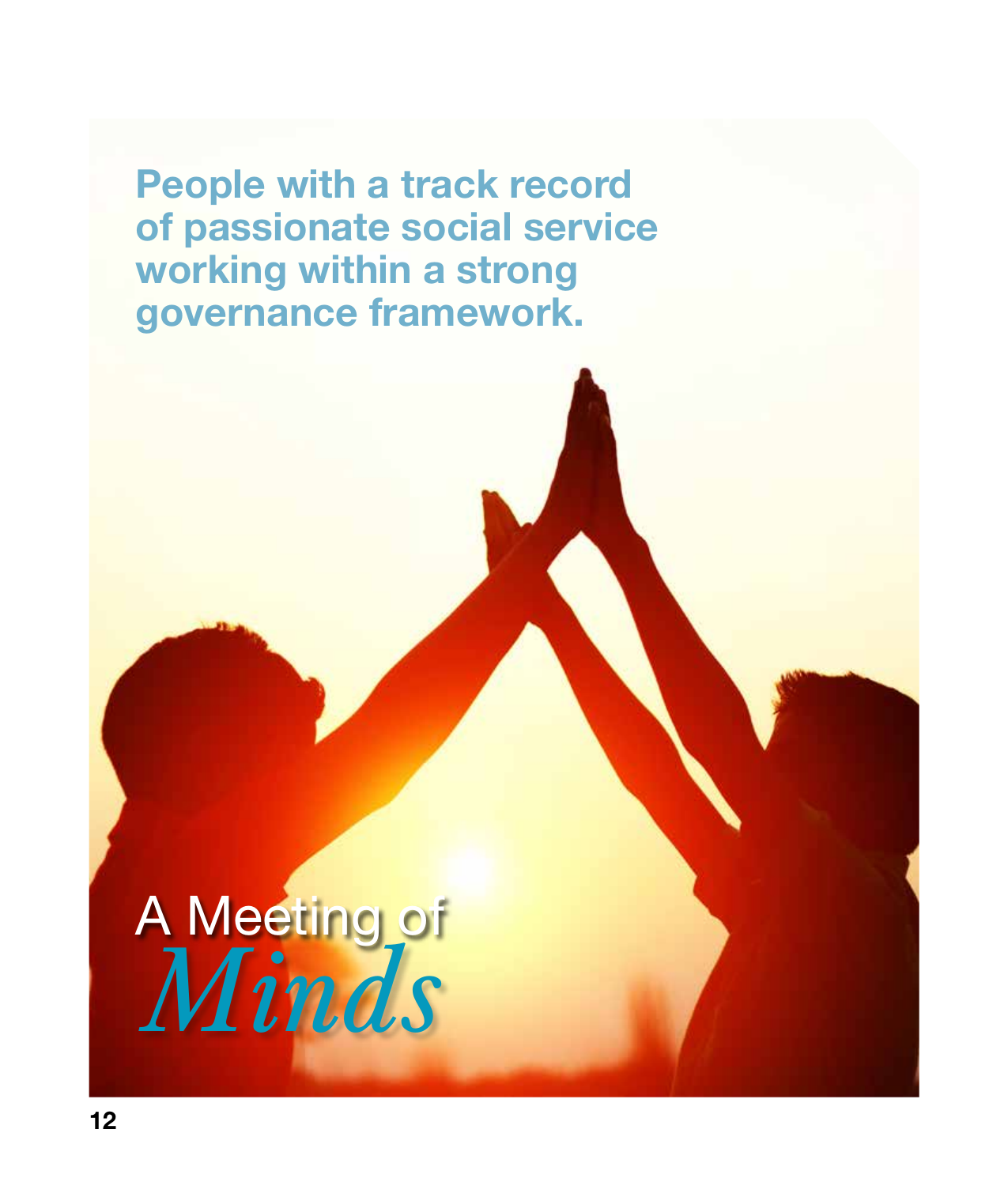**People with a track record of passionate social service working within a strong governance framework.**

# A Meeting of *Minds*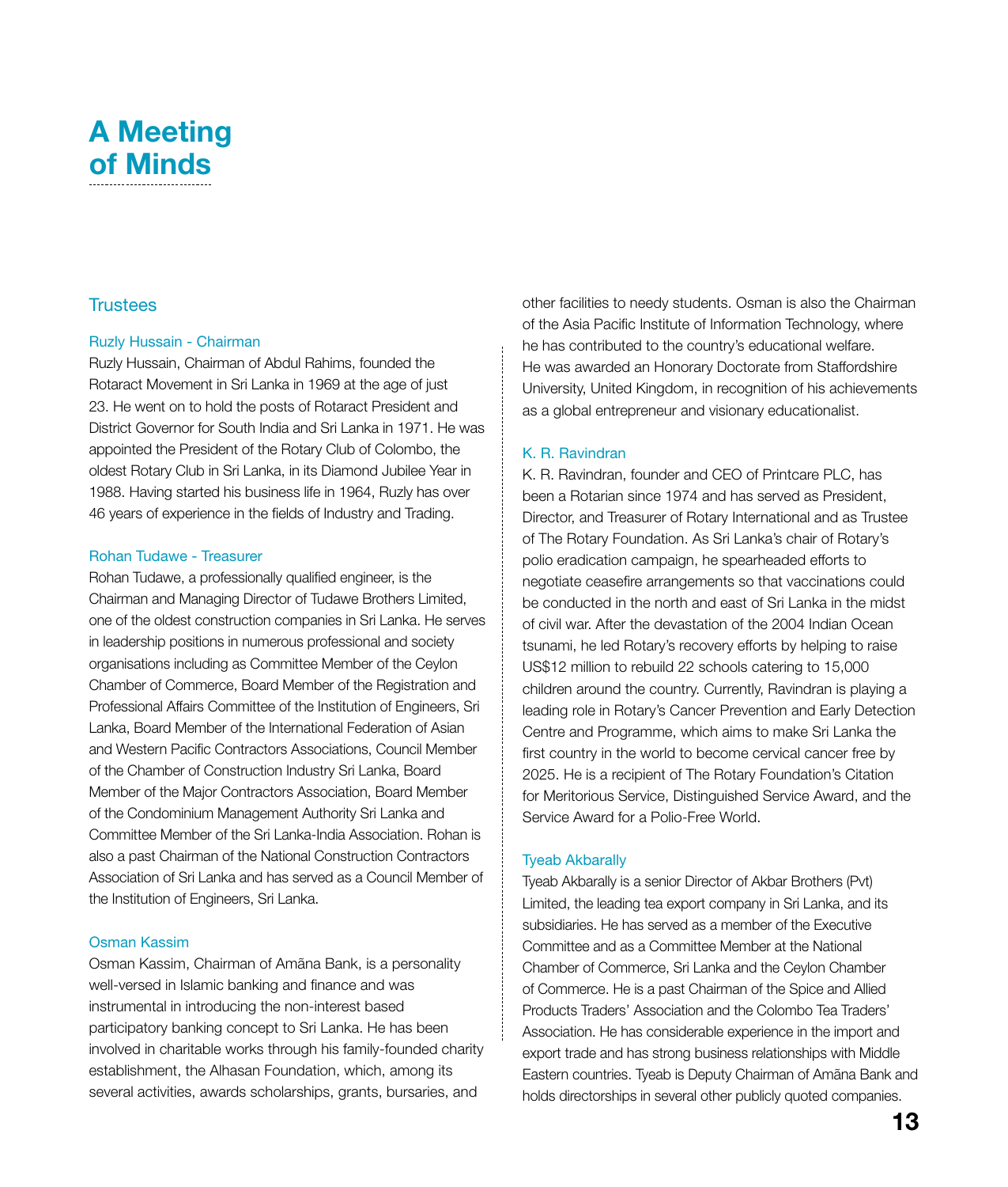# A Meeting of Minds

## Trustees

### Ruzly Hussain - Chairman

Ruzly Hussain, Chairman of Abdul Rahims, founded the Rotaract Movement in Sri Lanka in 1969 at the age of just 23. He went on to hold the posts of Rotaract President and District Governor for South India and Sri Lanka in 1971. He was appointed the President of the Rotary Club of Colombo, the oldest Rotary Club in Sri Lanka, in its Diamond Jubilee Year in 1988. Having started his business life in 1964, Ruzly has over 46 years of experience in the fields of Industry and Trading.

### Rohan Tudawe - Treasurer

Rohan Tudawe, a professionally qualified engineer, is the Chairman and Managing Director of Tudawe Brothers Limited, one of the oldest construction companies in Sri Lanka. He serves in leadership positions in numerous professional and society organisations including as Committee Member of the Ceylon Chamber of Commerce, Board Member of the Registration and Professional Affairs Committee of the Institution of Engineers, Sri Lanka, Board Member of the International Federation of Asian and Western Pacific Contractors Associations, Council Member of the Chamber of Construction Industry Sri Lanka, Board Member of the Major Contractors Association, Board Member of the Condominium Management Authority Sri Lanka and Committee Member of the Sri Lanka-India Association. Rohan is also a past Chairman of the National Construction Contractors Association of Sri Lanka and has served as a Council Member of the Institution of Engineers, Sri Lanka.

### Osman Kassim

Osman Kassim, Chairman of Amāna Bank, is a personality well-versed in Islamic banking and finance and was instrumental in introducing the non-interest based participatory banking concept to Sri Lanka. He has been involved in charitable works through his family-founded charity establishment, the Alhasan Foundation, which, among its several activities, awards scholarships, grants, bursaries, and other facilities to needy students. Osman is also the Chairman of the Asia Pacific Institute of Information Technology, where he has contributed to the country's educational welfare. He was awarded an Honorary Doctorate from Staffordshire University, United Kingdom, in recognition of his achievements as a global entrepreneur and visionary educationalist.

### K. R. Ravindran

K. R. Ravindran, founder and CEO of Printcare PLC, has been a Rotarian since 1974 and has served as President, Director, and Treasurer of Rotary International and as Trustee of The Rotary Foundation. As Sri Lanka's chair of Rotary's polio eradication campaign, he spearheaded efforts to negotiate ceasefire arrangements so that vaccinations could be conducted in the north and east of Sri Lanka in the midst of civil war. After the devastation of the 2004 Indian Ocean tsunami, he led Rotary's recovery efforts by helping to raise US$12 million to rebuild 22 schools catering to 15,000 children around the country. Currently, Ravindran is playing a leading role in Rotary's Cancer Prevention and Early Detection Centre and Programme, which aims to make Sri Lanka the first country in the world to become cervical cancer free by 2025. He is a recipient of The Rotary Foundation's Citation for Meritorious Service, Distinguished Service Award, and the Service Award for a Polio-Free World.

### Tyeab Akbarally

Tyeab Akbarally is a senior Director of Akbar Brothers (Pvt) Limited, the leading tea export company in Sri Lanka, and its subsidiaries. He has served as a member of the Executive Committee and as a Committee Member at the National Chamber of Commerce, Sri Lanka and the Ceylon Chamber of Commerce. He is a past Chairman of the Spice and Allied Products Traders' Association and the Colombo Tea Traders' Association. He has considerable experience in the import and export trade and has strong business relationships with Middle Eastern countries. Tyeab is Deputy Chairman of Amāna Bank and holds directorships in several other publicly quoted companies.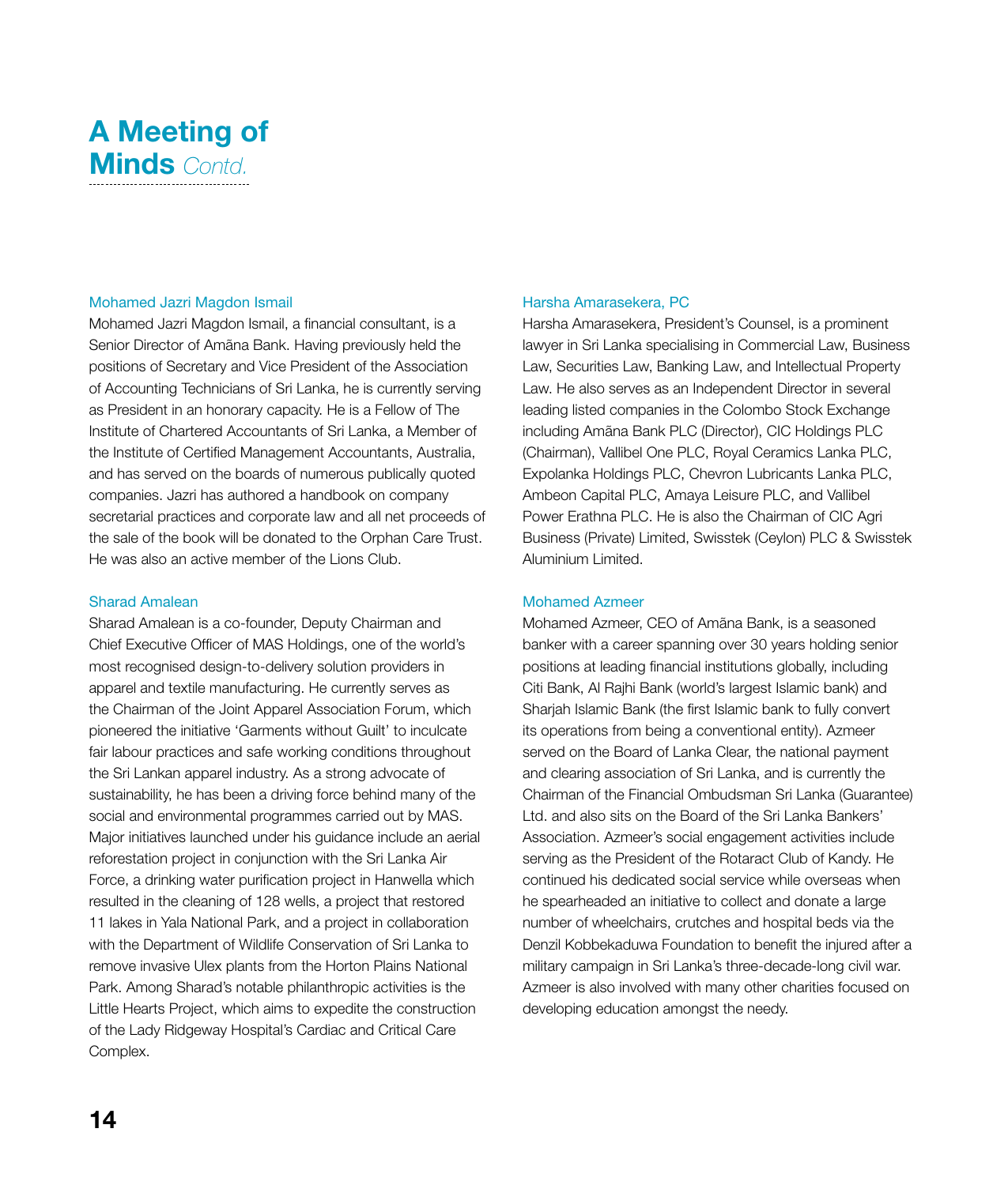# A Meeting of Minds *Contd.*

### Mohamed Jazri Magdon Ismail

Mohamed Jazri Magdon Ismail, a financial consultant, is a Senior Director of Amāna Bank. Having previously held the positions of Secretary and Vice President of the Association of Accounting Technicians of Sri Lanka, he is currently serving as President in an honorary capacity. He is a Fellow of The Institute of Chartered Accountants of Sri Lanka, a Member of the Institute of Certified Management Accountants, Australia, and has served on the boards of numerous publically quoted companies. Jazri has authored a handbook on company secretarial practices and corporate law and all net proceeds of the sale of the book will be donated to the Orphan Care Trust. He was also an active member of the Lions Club.

### Sharad Amalean

Sharad Amalean is a co-founder, Deputy Chairman and Chief Executive Officer of MAS Holdings, one of the world's most recognised design-to-delivery solution providers in apparel and textile manufacturing. He currently serves as the Chairman of the Joint Apparel Association Forum, which pioneered the initiative 'Garments without Guilt' to inculcate fair labour practices and safe working conditions throughout the Sri Lankan apparel industry. As a strong advocate of sustainability, he has been a driving force behind many of the social and environmental programmes carried out by MAS. Major initiatives launched under his guidance include an aerial reforestation project in conjunction with the Sri Lanka Air Force, a drinking water purification project in Hanwella which resulted in the cleaning of 128 wells, a project that restored 11 lakes in Yala National Park, and a project in collaboration with the Department of Wildlife Conservation of Sri Lanka to remove invasive Ulex plants from the Horton Plains National Park. Among Sharad's notable philanthropic activities is the Little Hearts Project, which aims to expedite the construction of the Lady Ridgeway Hospital's Cardiac and Critical Care Complex.

### Harsha Amarasekera, PC

Harsha Amarasekera, President's Counsel, is a prominent lawyer in Sri Lanka specialising in Commercial Law, Business Law, Securities Law, Banking Law, and Intellectual Property Law. He also serves as an Independent Director in several leading listed companies in the Colombo Stock Exchange including Amāna Bank PLC (Director), CIC Holdings PLC (Chairman), Vallibel One PLC, Royal Ceramics Lanka PLC, Expolanka Holdings PLC, Chevron Lubricants Lanka PLC, Ambeon Capital PLC, Amaya Leisure PLC, and Vallibel Power Erathna PLC. He is also the Chairman of CIC Agri Business (Private) Limited, Swisstek (Ceylon) PLC & Swisstek Aluminium Limited.

### Mohamed Azmeer

Mohamed Azmeer, CEO of Amāna Bank, is a seasoned banker with a career spanning over 30 years holding senior positions at leading financial institutions globally, including Citi Bank, Al Rajhi Bank (world's largest Islamic bank) and Sharjah Islamic Bank (the first Islamic bank to fully convert its operations from being a conventional entity). Azmeer served on the Board of Lanka Clear, the national payment and clearing association of Sri Lanka, and is currently the Chairman of the Financial Ombudsman Sri Lanka (Guarantee) Ltd. and also sits on the Board of the Sri Lanka Bankers' Association. Azmeer's social engagement activities include serving as the President of the Rotaract Club of Kandy. He continued his dedicated social service while overseas when he spearheaded an initiative to collect and donate a large number of wheelchairs, crutches and hospital beds via the Denzil Kobbekaduwa Foundation to benefit the injured after a military campaign in Sri Lanka's three-decade-long civil war. Azmeer is also involved with many other charities focused on developing education amongst the needy.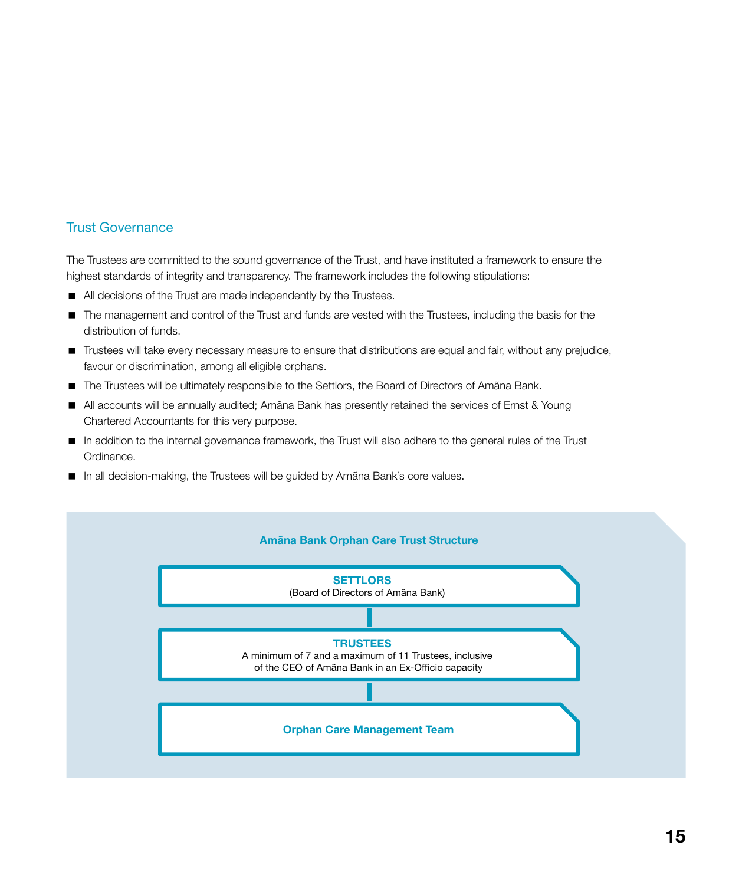## Trust Governance

The Trustees are committed to the sound governance of the Trust, and have instituted a framework to ensure the highest standards of integrity and transparency. The framework includes the following stipulations:

- All decisions of the Trust are made independently by the Trustees.
- The management and control of the Trust and funds are vested with the Trustees, including the basis for the distribution of funds.
- Trustees will take every necessary measure to ensure that distributions are equal and fair, without any prejudice, favour or discrimination, among all eligible orphans.
- The Trustees will be ultimately responsible to the Settlors, the Board of Directors of Amāna Bank.
- All accounts will be annually audited; Amāna Bank has presently retained the services of Ernst & Young Chartered Accountants for this very purpose.
- In addition to the internal governance framework, the Trust will also adhere to the general rules of the Trust Ordinance.
- In all decision-making, the Trustees will be guided by Amāna Bank's core values.

**Amāna Bank Orphan Care Trust Structure**

**SETTLORS**
(Board of Directors of Amāna Bank)

**TRUSTEES**
A minimum of 7 and a maximum of 11 Trustees, inclusive of the CEO of Amāna Bank in an Ex-Officio capacity

**Orphan Care Management Team**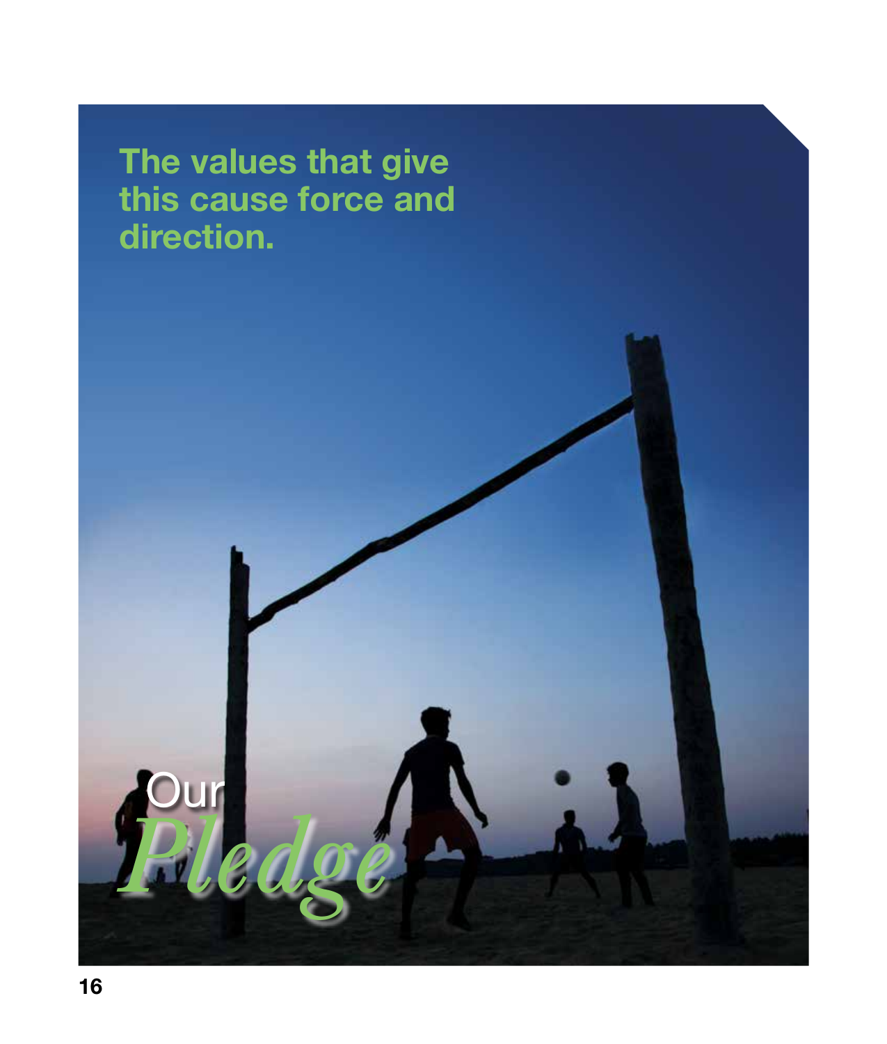The values that give this cause force and direction.

# Our *Pledge*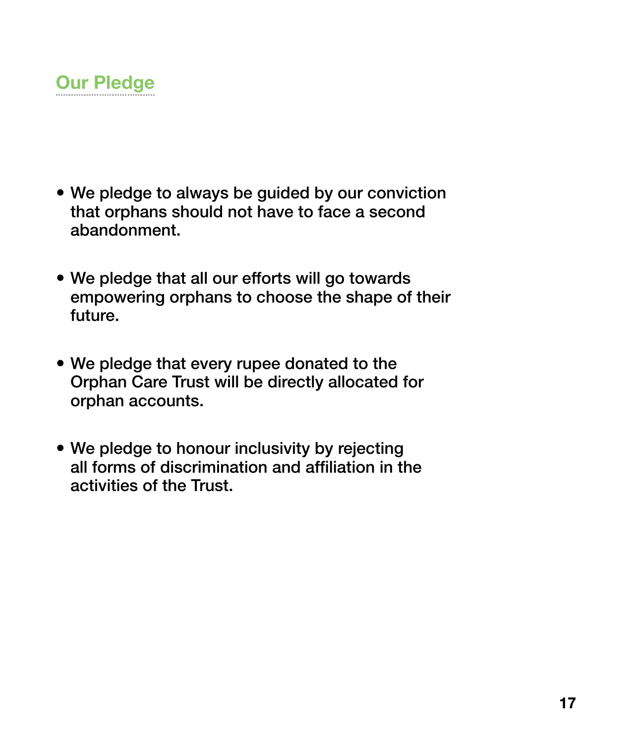## Our Pledge

- We pledge to always be guided by our conviction that orphans should not have to face a second abandonment.

- We pledge that all our efforts will go towards empowering orphans to choose the shape of their future.

- We pledge that every rupee donated to the Orphan Care Trust will be directly allocated for orphan accounts.

- We pledge to honour inclusivity by rejecting all forms of discrimination and affiliation in the activities of the Trust.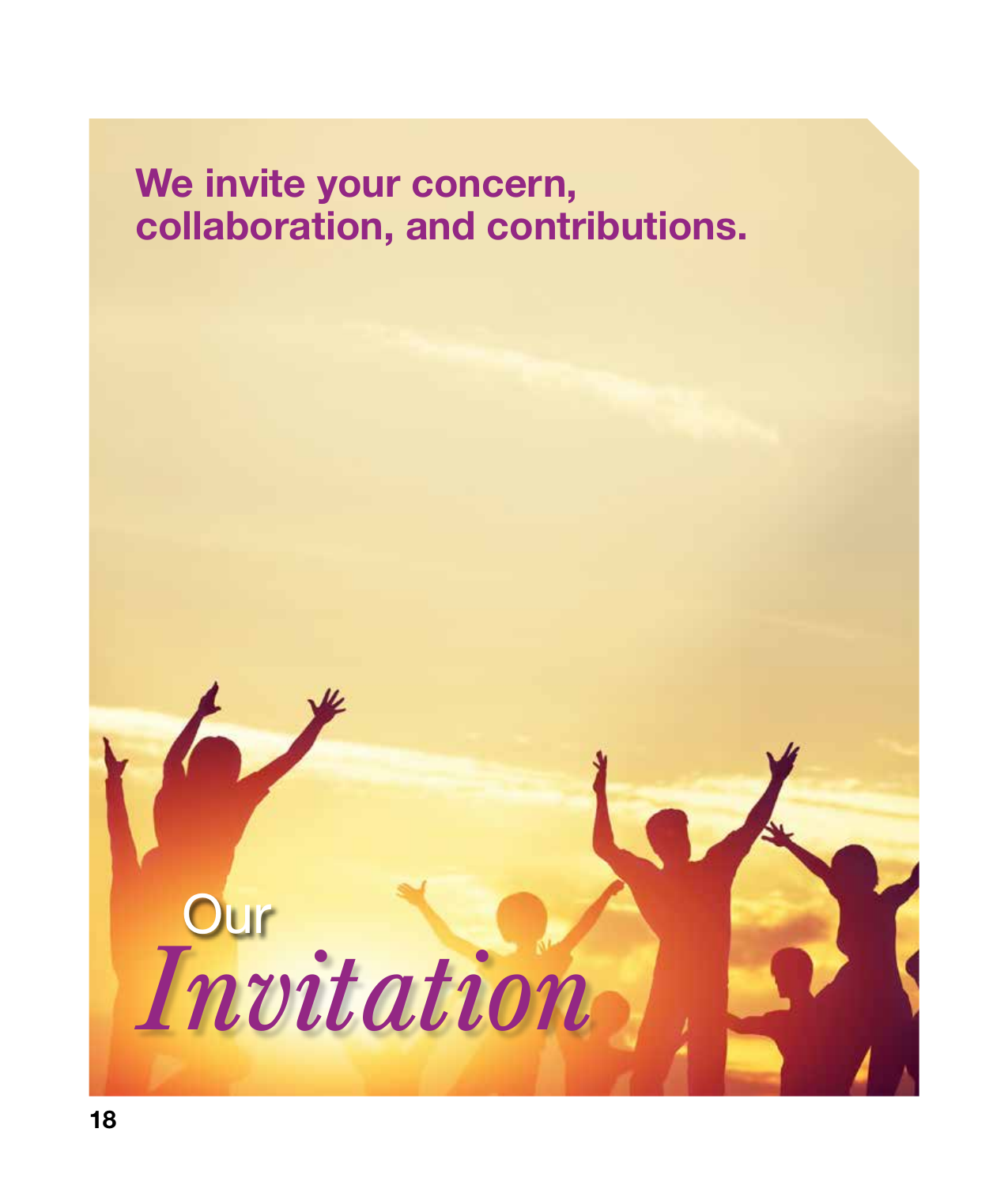**We invite your concern, collaboration, and contributions.**

# Our *Invitation*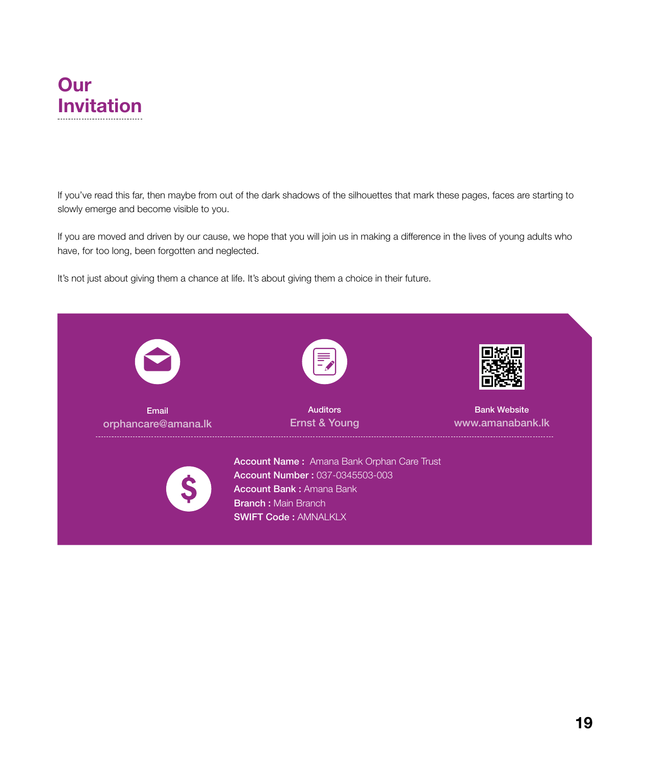# Our Invitation

If you've read this far, then maybe from out of the dark shadows of the silhouettes that mark these pages, faces are starting to slowly emerge and become visible to you.

If you are moved and driven by our cause, we hope that you will join us in making a difference in the lives of young adults who have, for too long, been forgotten and neglected.

It's not just about giving them a chance at life. It's about giving them a choice in their future.

**Email**
orphancare@amana.lk

**Auditors**
Ernst & Young

**Bank Website**
www.amanabank.lk

**Account Name :** Amana Bank Orphan Care Trust
**Account Number :** 037-0345503-003
**Account Bank :** Amana Bank
**Branch :** Main Branch
**SWIFT Code :** AMNALKLX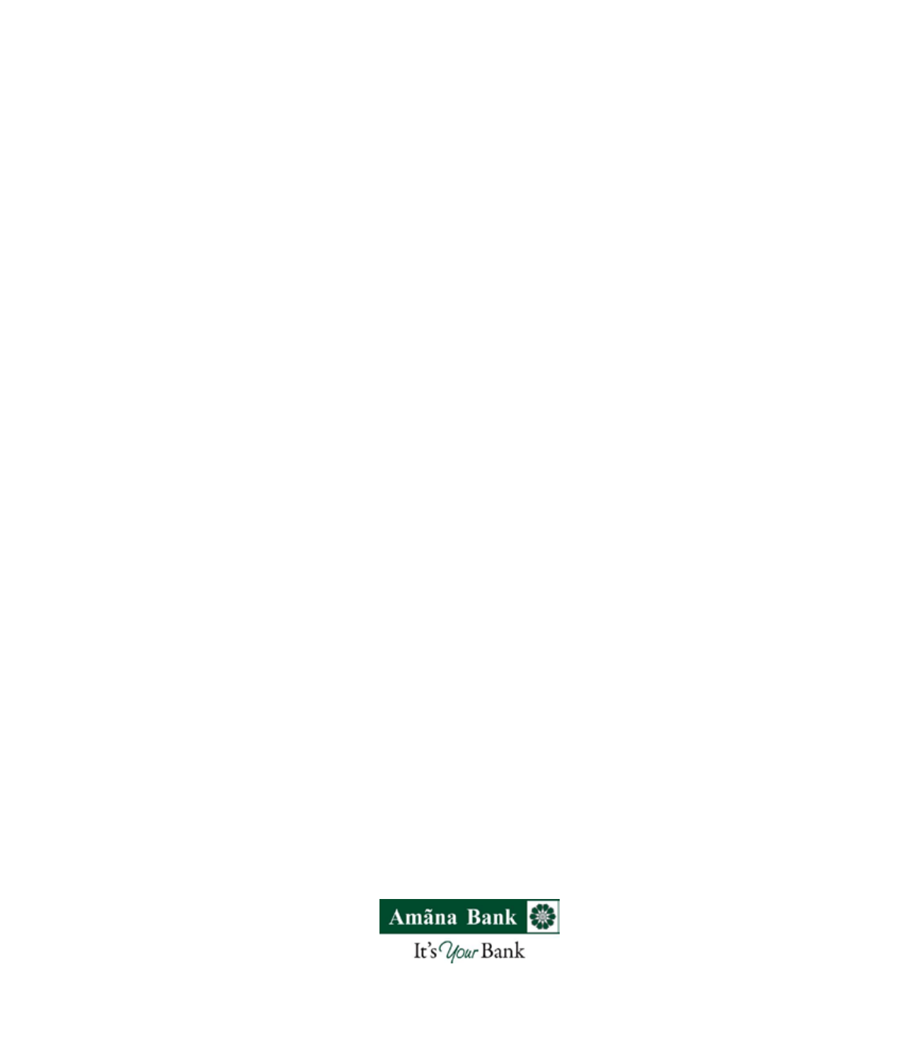Amãna Bank

It's *Your* Bank